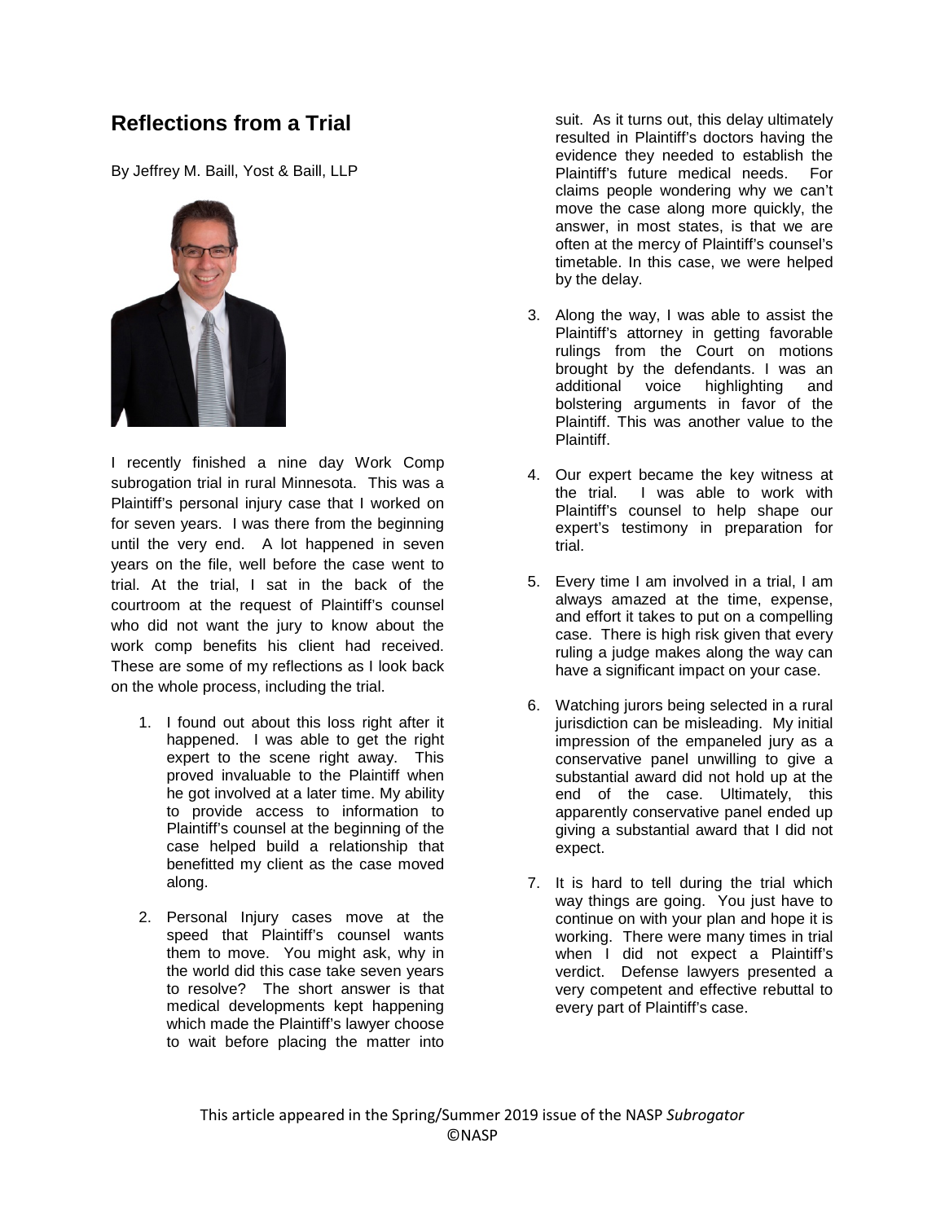# Reflections from a Trial

By Jeffrey M. Baill, Yost & Baill, LLP

I recently finished a nine day Work Comp subrogation trial in rural Minnesota. This was a Plaintiff's personal injury case that I worked on for seven years. I was there from the beginning until the very end. A lot happened in seven years on the file, well before the case went to trial. At the trial, I sat in the back of the courtroom at the request of Plaintiff's counsel who did not want the jury to know about the work comp benefits his client had received. These are some of my reflections as I look back on the whole process, including the trial.

1. I found out about this loss right after it happened. I was able to get the right expert to the scene right away. This proved invaluable to the Plaintiff when he got involved at a later time. My ability to provide access to information to Plaintiff's counsel at the beginning of the case helped build a relationship that benefitted my client as the case moved along.

2. Personal Injury cases move at the speed that Plaintiff's counsel wants them to move. You might ask, why in the world did this case take seven years to resolve? The short answer is that medical developments kept happening which made the Plaintiff's lawyer choose to wait before placing the matter into suit. As it turns out, this delay ultimately resulted in Plaintiff's doctors having the evidence they needed to establish the Plaintiff's future medical needs. For claims people wondering why we can't move the case along more quickly, the answer, in most states, is that we are often at the mercy of Plaintiff's counsel's timetable. In this case, we were helped by the delay.

3. Along the way, I was able to assist the Plaintiff's attorney in getting favorable rulings from the Court on motions brought by the defendants. I was an additional voice highlighting and bolstering arguments in favor of the Plaintiff. This was another value to the Plaintiff.

4. Our expert became the key witness at the trial. I was able to work with Plaintiff's counsel to help shape our expert's testimony in preparation for trial.

5. Every time I am involved in a trial, I am always amazed at the time, expense, and effort it takes to put on a compelling case. There is high risk given that every ruling a judge makes along the way can have a significant impact on your case.

6. Watching jurors being selected in a rural jurisdiction can be misleading. My initial impression of the empaneled jury as a conservative panel unwilling to give a substantial award did not hold up at the end of the case. Ultimately, this apparently conservative panel ended up giving a substantial award that I did not expect.

7. It is hard to tell during the trial which way things are going. You just have to continue on with your plan and hope it is working. There were many times in trial when I did not expect a Plaintiff's verdict. Defense lawyers presented a very competent and effective rebuttal to every part of Plaintiff's case.

This article appeared in the Spring/Summer 2019 issue of the NASP *Subrogator*
©NASP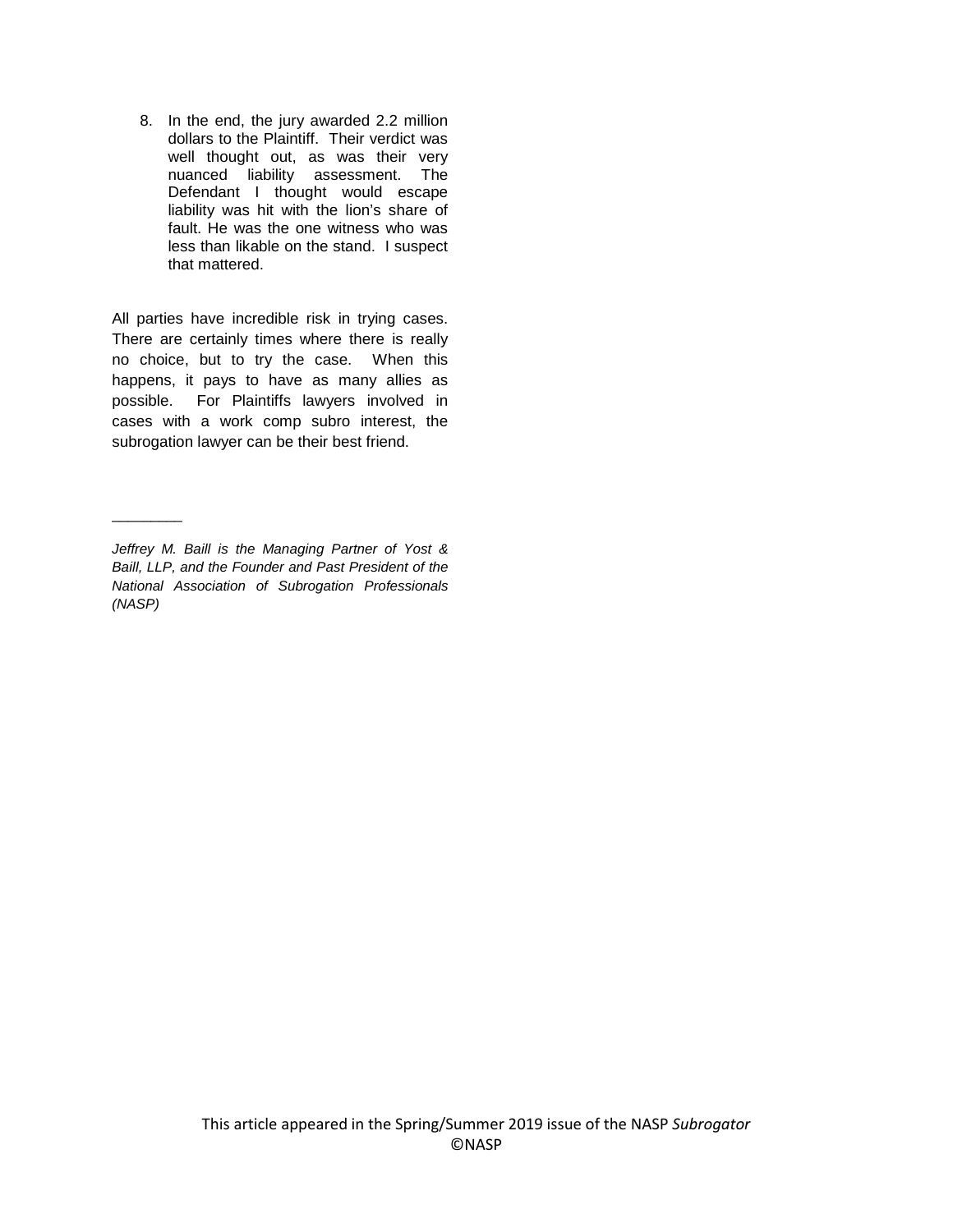8. In the end, the jury awarded 2.2 million dollars to the Plaintiff. Their verdict was well thought out, as was their very nuanced liability assessment. The Defendant I thought would escape liability was hit with the lion's share of fault. He was the one witness who was less than likable on the stand. I suspect that mattered.

All parties have incredible risk in trying cases. There are certainly times where there is really no choice, but to try the case. When this happens, it pays to have as many allies as possible. For Plaintiffs lawyers involved in cases with a work comp subro interest, the subrogation lawyer can be their best friend.

________

*Jeffrey M. Baill is the Managing Partner of Yost & Baill, LLP, and the Founder and Past President of the National Association of Subrogation Professionals (NASP)*

This article appeared in the Spring/Summer 2019 issue of the NASP *Subrogator*
©NASP